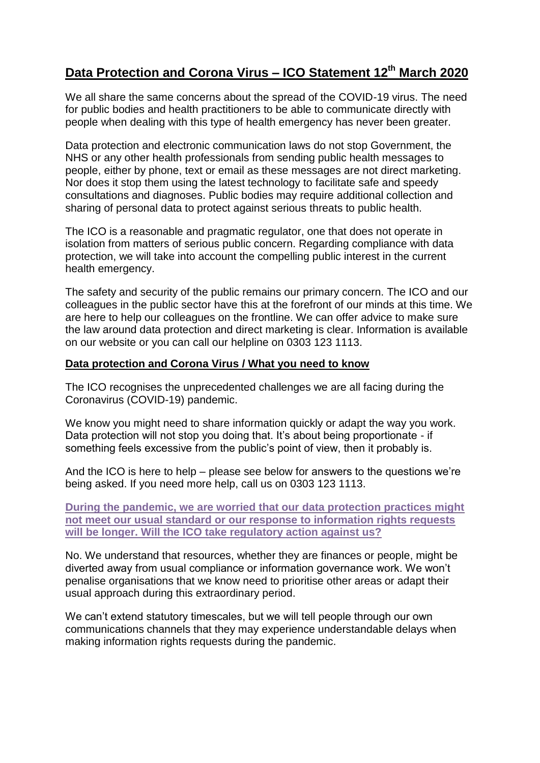# Data Protection and Corona Virus – ICO Statement 12th March 2020

We all share the same concerns about the spread of the COVID-19 virus. The need for public bodies and health practitioners to be able to communicate directly with people when dealing with this type of health emergency has never been greater.

Data protection and electronic communication laws do not stop Government, the NHS or any other health professionals from sending public health messages to people, either by phone, text or email as these messages are not direct marketing. Nor does it stop them using the latest technology to facilitate safe and speedy consultations and diagnoses. Public bodies may require additional collection and sharing of personal data to protect against serious threats to public health.

The ICO is a reasonable and pragmatic regulator, one that does not operate in isolation from matters of serious public concern. Regarding compliance with data protection, we will take into account the compelling public interest in the current health emergency.

The safety and security of the public remains our primary concern. The ICO and our colleagues in the public sector have this at the forefront of our minds at this time. We are here to help our colleagues on the frontline. We can offer advice to make sure the law around data protection and direct marketing is clear. Information is available on our website or you can call our helpline on 0303 123 1113.

## Data protection and Corona Virus / What you need to know

The ICO recognises the unprecedented challenges we are all facing during the Coronavirus (COVID-19) pandemic.

We know you might need to share information quickly or adapt the way you work. Data protection will not stop you doing that. It's about being proportionate - if something feels excessive from the public's point of view, then it probably is.

And the ICO is here to help – please see below for answers to the questions we're being asked. If you need more help, call us on 0303 123 1113.

### During the pandemic, we are worried that our data protection practices might not meet our usual standard or our response to information rights requests will be longer. Will the ICO take regulatory action against us?

No. We understand that resources, whether they are finances or people, might be diverted away from usual compliance or information governance work. We won't penalise organisations that we know need to prioritise other areas or adapt their usual approach during this extraordinary period.

We can't extend statutory timescales, but we will tell people through our own communications channels that they may experience understandable delays when making information rights requests during the pandemic.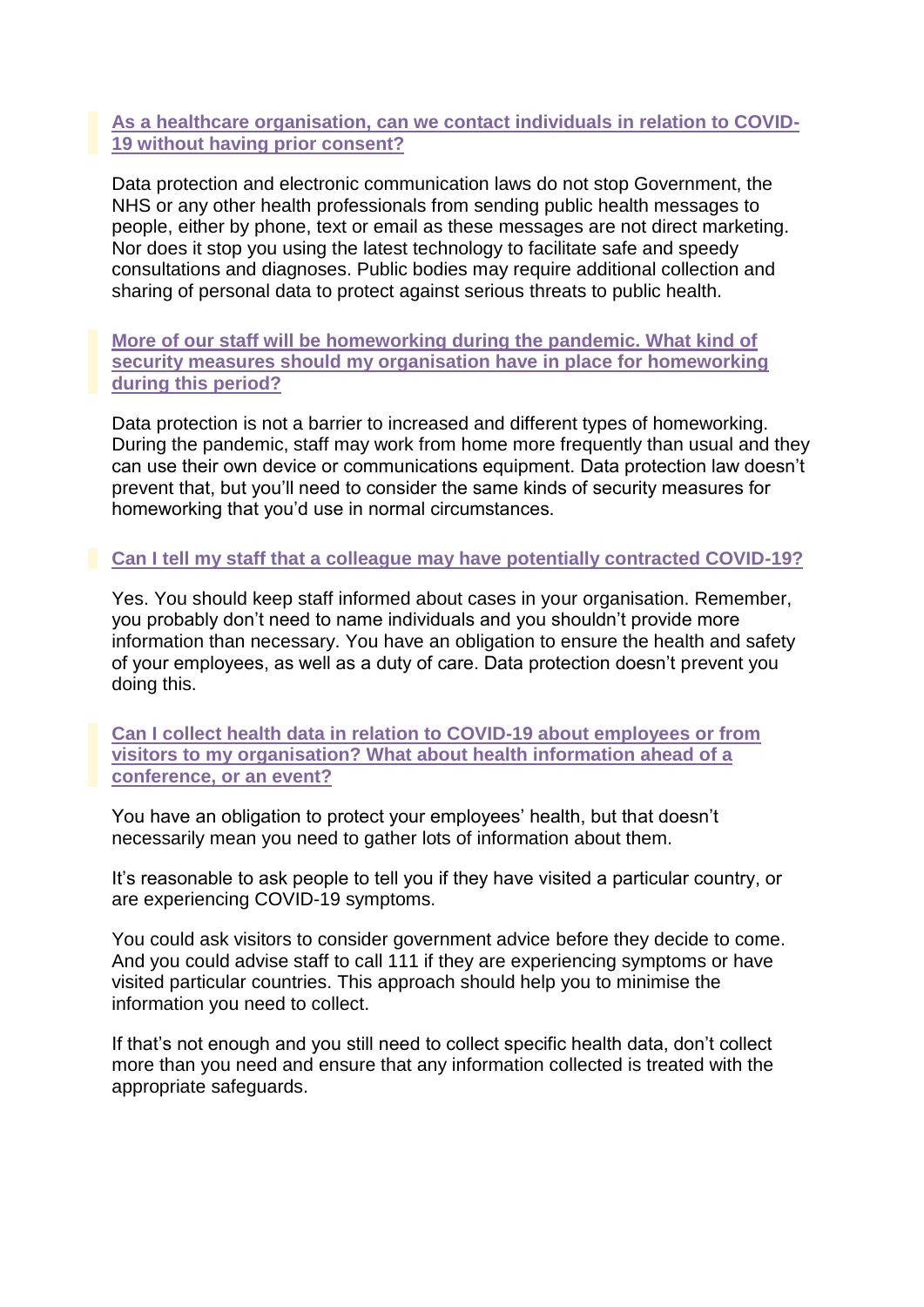### As a healthcare organisation, can we contact individuals in relation to COVID-19 without having prior consent?

Data protection and electronic communication laws do not stop Government, the NHS or any other health professionals from sending public health messages to people, either by phone, text or email as these messages are not direct marketing. Nor does it stop you using the latest technology to facilitate safe and speedy consultations and diagnoses. Public bodies may require additional collection and sharing of personal data to protect against serious threats to public health.

### More of our staff will be homeworking during the pandemic. What kind of security measures should my organisation have in place for homeworking during this period?

Data protection is not a barrier to increased and different types of homeworking. During the pandemic, staff may work from home more frequently than usual and they can use their own device or communications equipment. Data protection law doesn't prevent that, but you'll need to consider the same kinds of security measures for homeworking that you'd use in normal circumstances.

### Can I tell my staff that a colleague may have potentially contracted COVID-19?

Yes. You should keep staff informed about cases in your organisation. Remember, you probably don't need to name individuals and you shouldn't provide more information than necessary. You have an obligation to ensure the health and safety of your employees, as well as a duty of care. Data protection doesn't prevent you doing this.

### Can I collect health data in relation to COVID-19 about employees or from visitors to my organisation? What about health information ahead of a conference, or an event?

You have an obligation to protect your employees' health, but that doesn't necessarily mean you need to gather lots of information about them.

It's reasonable to ask people to tell you if they have visited a particular country, or are experiencing COVID-19 symptoms.

You could ask visitors to consider government advice before they decide to come. And you could advise staff to call 111 if they are experiencing symptoms or have visited particular countries. This approach should help you to minimise the information you need to collect.

If that's not enough and you still need to collect specific health data, don't collect more than you need and ensure that any information collected is treated with the appropriate safeguards.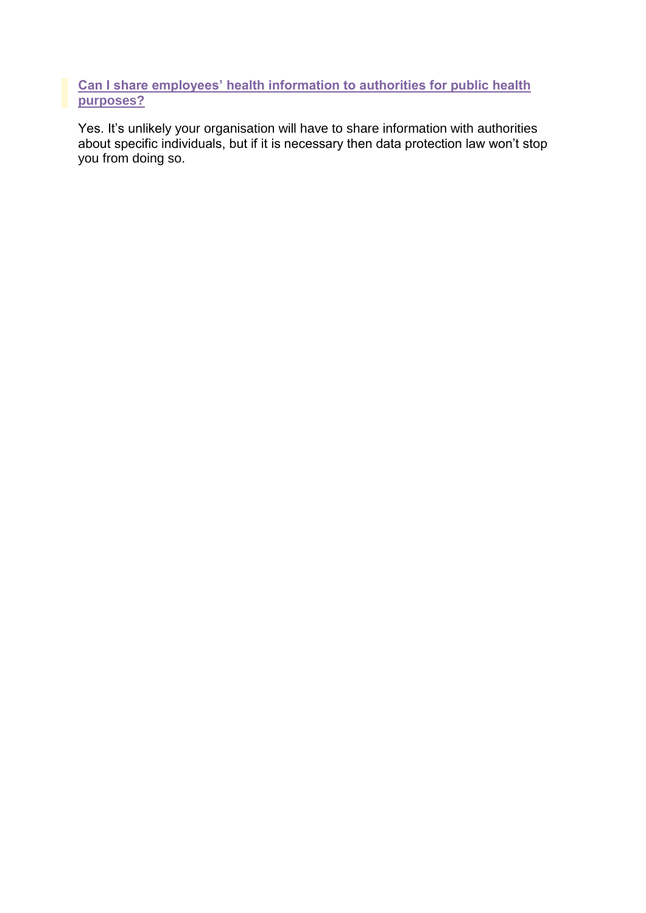### Can I share employees' health information to authorities for public health purposes?

Yes. It's unlikely your organisation will have to share information with authorities about specific individuals, but if it is necessary then data protection law won't stop you from doing so.